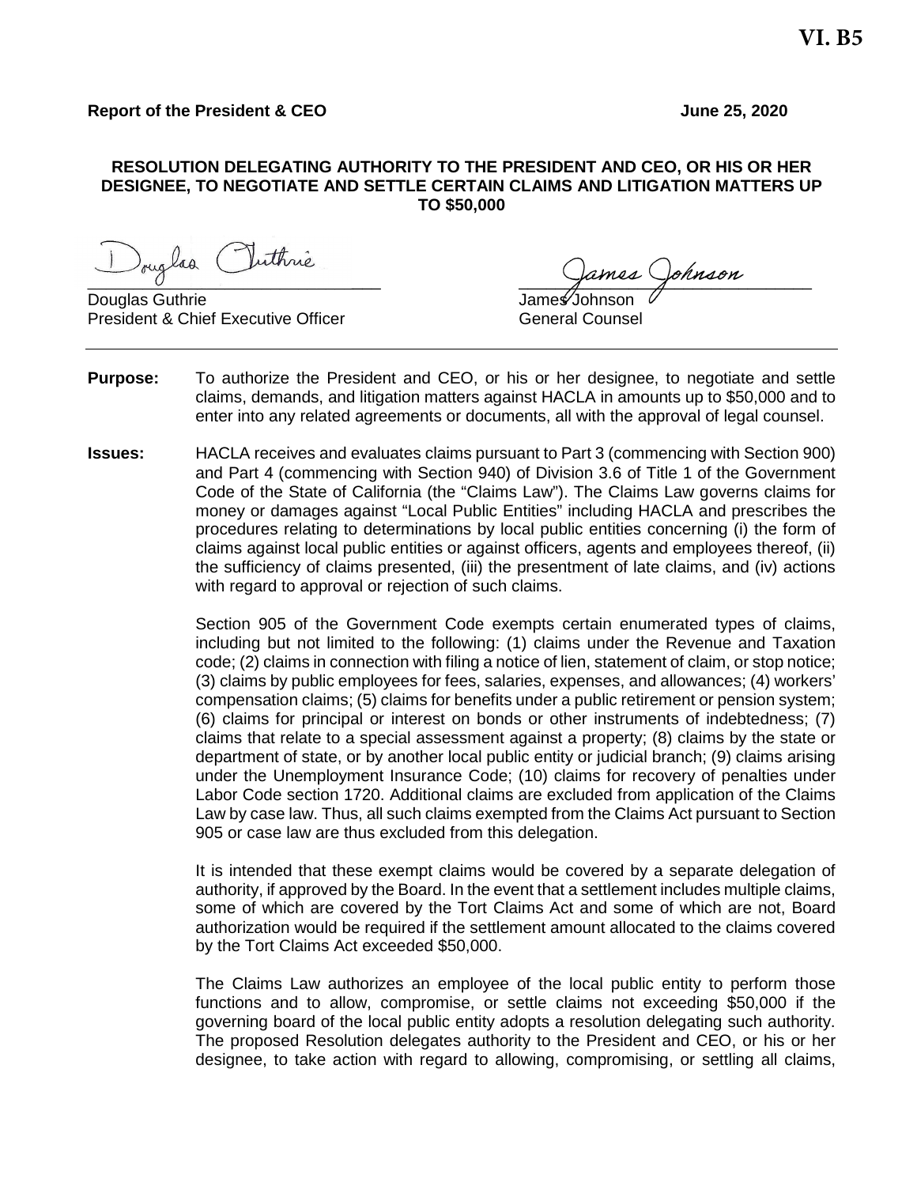**VI. B5**

**Report of the President & CEO** **June 25, 2020**

**RESOLUTION DELEGATING AUTHORITY TO THE PRESIDENT AND CEO, OR HIS OR HER DESIGNEE, TO NEGOTIATE AND SETTLE CERTAIN CLAIMS AND LITIGATION MATTERS UP TO $50,000**

Douglas Guthrie
President & Chief Executive Officer

James Johnson
General Counsel

---

**Purpose:** To authorize the President and CEO, or his or her designee, to negotiate and settle claims, demands, and litigation matters against HACLA in amounts up to $50,000 and to enter into any related agreements or documents, all with the approval of legal counsel.

**Issues:** HACLA receives and evaluates claims pursuant to Part 3 (commencing with Section 900) and Part 4 (commencing with Section 940) of Division 3.6 of Title 1 of the Government Code of the State of California (the "Claims Law"). The Claims Law governs claims for money or damages against "Local Public Entities" including HACLA and prescribes the procedures relating to determinations by local public entities concerning (i) the form of claims against local public entities or against officers, agents and employees thereof, (ii) the sufficiency of claims presented, (iii) the presentment of late claims, and (iv) actions with regard to approval or rejection of such claims.

Section 905 of the Government Code exempts certain enumerated types of claims, including but not limited to the following: (1) claims under the Revenue and Taxation code; (2) claims in connection with filing a notice of lien, statement of claim, or stop notice; (3) claims by public employees for fees, salaries, expenses, and allowances; (4) workers' compensation claims; (5) claims for benefits under a public retirement or pension system; (6) claims for principal or interest on bonds or other instruments of indebtedness; (7) claims that relate to a special assessment against a property; (8) claims by the state or department of state, or by another local public entity or judicial branch; (9) claims arising under the Unemployment Insurance Code; (10) claims for recovery of penalties under Labor Code section 1720. Additional claims are excluded from application of the Claims Law by case law. Thus, all such claims exempted from the Claims Act pursuant to Section 905 or case law are thus excluded from this delegation.

It is intended that these exempt claims would be covered by a separate delegation of authority, if approved by the Board. In the event that a settlement includes multiple claims, some of which are covered by the Tort Claims Act and some of which are not, Board authorization would be required if the settlement amount allocated to the claims covered by the Tort Claims Act exceeded $50,000.

The Claims Law authorizes an employee of the local public entity to perform those functions and to allow, compromise, or settle claims not exceeding $50,000 if the governing board of the local public entity adopts a resolution delegating such authority. The proposed Resolution delegates authority to the President and CEO, or his or her designee, to take action with regard to allowing, compromising, or settling all claims,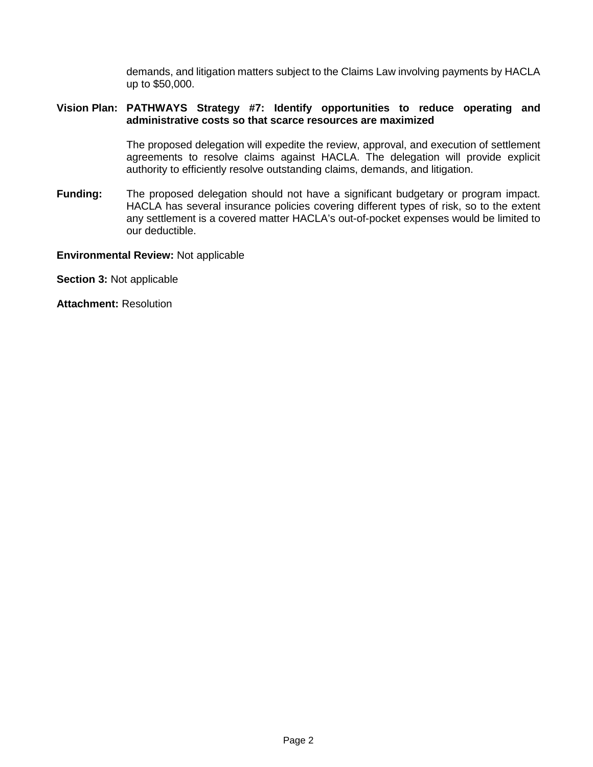demands, and litigation matters subject to the Claims Law involving payments by HACLA up to $50,000.

**Vision Plan: PATHWAYS Strategy #7: Identify opportunities to reduce operating and administrative costs so that scarce resources are maximized**

The proposed delegation will expedite the review, approval, and execution of settlement agreements to resolve claims against HACLA. The delegation will provide explicit authority to efficiently resolve outstanding claims, demands, and litigation.

**Funding:** The proposed delegation should not have a significant budgetary or program impact. HACLA has several insurance policies covering different types of risk, so to the extent any settlement is a covered matter HACLA's out-of-pocket expenses would be limited to our deductible.

**Environmental Review:** Not applicable

**Section 3:** Not applicable

**Attachment:** Resolution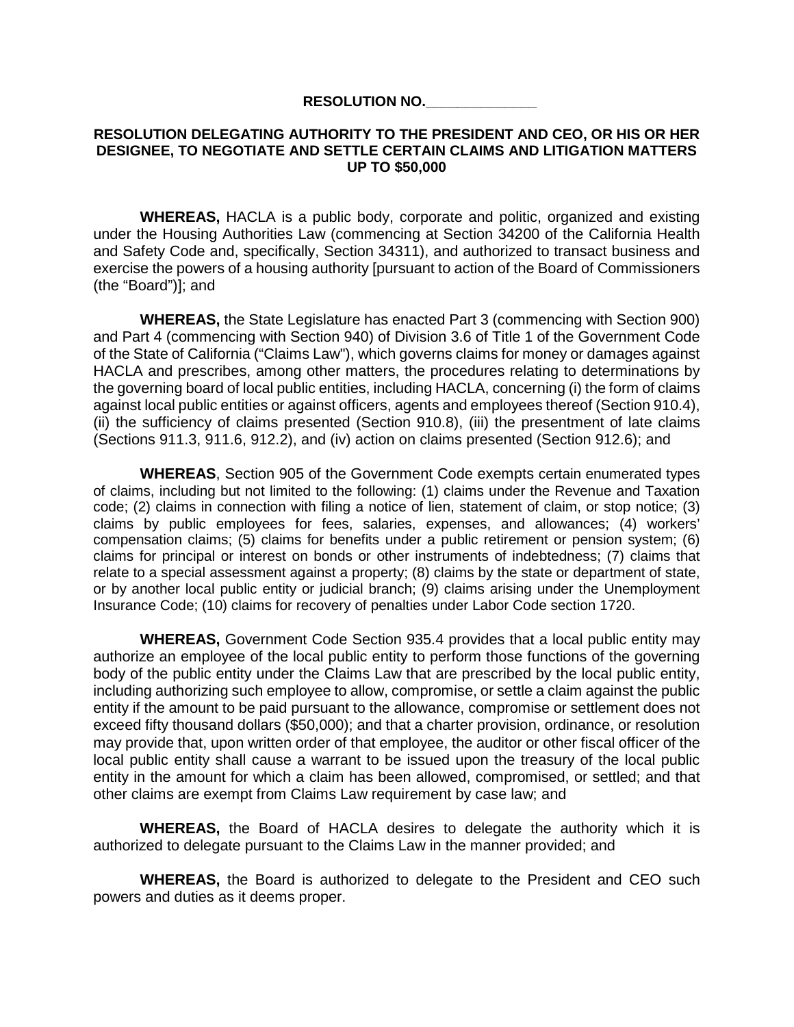**RESOLUTION NO.______________**

**RESOLUTION DELEGATING AUTHORITY TO THE PRESIDENT AND CEO, OR HIS OR HER DESIGNEE, TO NEGOTIATE AND SETTLE CERTAIN CLAIMS AND LITIGATION MATTERS UP TO $50,000**

**WHEREAS,** HACLA is a public body, corporate and politic, organized and existing under the Housing Authorities Law (commencing at Section 34200 of the California Health and Safety Code and, specifically, Section 34311), and authorized to transact business and exercise the powers of a housing authority [pursuant to action of the Board of Commissioners (the "Board")]; and

**WHEREAS,** the State Legislature has enacted Part 3 (commencing with Section 900) and Part 4 (commencing with Section 940) of Division 3.6 of Title 1 of the Government Code of the State of California ("Claims Law"), which governs claims for money or damages against HACLA and prescribes, among other matters, the procedures relating to determinations by the governing board of local public entities, including HACLA, concerning (i) the form of claims against local public entities or against officers, agents and employees thereof (Section 910.4), (ii) the sufficiency of claims presented (Section 910.8), (iii) the presentment of late claims (Sections 911.3, 911.6, 912.2), and (iv) action on claims presented (Section 912.6); and

**WHEREAS**, Section 905 of the Government Code exempts certain enumerated types of claims, including but not limited to the following: (1) claims under the Revenue and Taxation code; (2) claims in connection with filing a notice of lien, statement of claim, or stop notice; (3) claims by public employees for fees, salaries, expenses, and allowances; (4) workers' compensation claims; (5) claims for benefits under a public retirement or pension system; (6) claims for principal or interest on bonds or other instruments of indebtedness; (7) claims that relate to a special assessment against a property; (8) claims by the state or department of state, or by another local public entity or judicial branch; (9) claims arising under the Unemployment Insurance Code; (10) claims for recovery of penalties under Labor Code section 1720.

**WHEREAS,** Government Code Section 935.4 provides that a local public entity may authorize an employee of the local public entity to perform those functions of the governing body of the public entity under the Claims Law that are prescribed by the local public entity, including authorizing such employee to allow, compromise, or settle a claim against the public entity if the amount to be paid pursuant to the allowance, compromise or settlement does not exceed fifty thousand dollars ($50,000); and that a charter provision, ordinance, or resolution may provide that, upon written order of that employee, the auditor or other fiscal officer of the local public entity shall cause a warrant to be issued upon the treasury of the local public entity in the amount for which a claim has been allowed, compromised, or settled; and that other claims are exempt from Claims Law requirement by case law; and

**WHEREAS,** the Board of HACLA desires to delegate the authority which it is authorized to delegate pursuant to the Claims Law in the manner provided; and

**WHEREAS,** the Board is authorized to delegate to the President and CEO such powers and duties as it deems proper.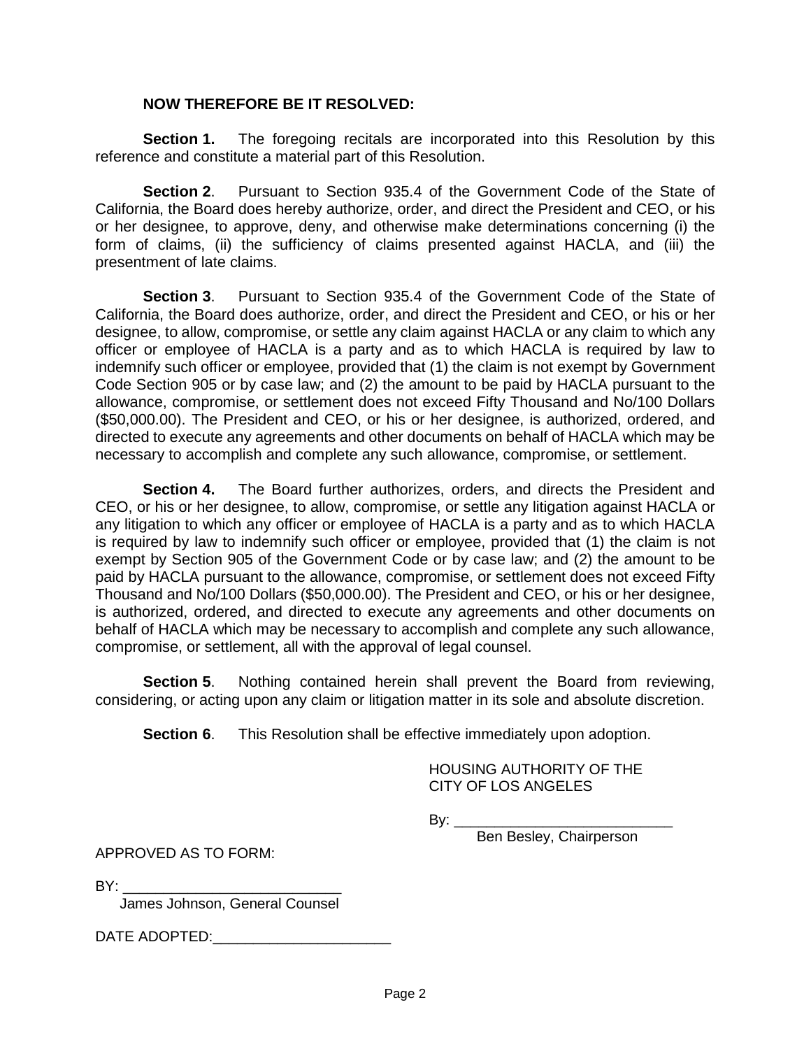**NOW THEREFORE BE IT RESOLVED:**

**Section 1.** The foregoing recitals are incorporated into this Resolution by this reference and constitute a material part of this Resolution.

**Section 2**. Pursuant to Section 935.4 of the Government Code of the State of California, the Board does hereby authorize, order, and direct the President and CEO, or his or her designee, to approve, deny, and otherwise make determinations concerning (i) the form of claims, (ii) the sufficiency of claims presented against HACLA, and (iii) the presentment of late claims.

**Section 3**. Pursuant to Section 935.4 of the Government Code of the State of California, the Board does authorize, order, and direct the President and CEO, or his or her designee, to allow, compromise, or settle any claim against HACLA or any claim to which any officer or employee of HACLA is a party and as to which HACLA is required by law to indemnify such officer or employee, provided that (1) the claim is not exempt by Government Code Section 905 or by case law; and (2) the amount to be paid by HACLA pursuant to the allowance, compromise, or settlement does not exceed Fifty Thousand and No/100 Dollars ($50,000.00). The President and CEO, or his or her designee, is authorized, ordered, and directed to execute any agreements and other documents on behalf of HACLA which may be necessary to accomplish and complete any such allowance, compromise, or settlement.

**Section 4.** The Board further authorizes, orders, and directs the President and CEO, or his or her designee, to allow, compromise, or settle any litigation against HACLA or any litigation to which any officer or employee of HACLA is a party and as to which HACLA is required by law to indemnify such officer or employee, provided that (1) the claim is not exempt by Section 905 of the Government Code or by case law; and (2) the amount to be paid by HACLA pursuant to the allowance, compromise, or settlement does not exceed Fifty Thousand and No/100 Dollars ($50,000.00). The President and CEO, or his or her designee, is authorized, ordered, and directed to execute any agreements and other documents on behalf of HACLA which may be necessary to accomplish and complete any such allowance, compromise, or settlement, all with the approval of legal counsel.

**Section 5**. Nothing contained herein shall prevent the Board from reviewing, considering, or acting upon any claim or litigation matter in its sole and absolute discretion.

**Section 6**. This Resolution shall be effective immediately upon adoption.

HOUSING AUTHORITY OF THE
CITY OF LOS ANGELES

By: ___________________________
Ben Besley, Chairperson

APPROVED AS TO FORM:

BY: ___________________________
James Johnson, General Counsel

DATE ADOPTED:______________________